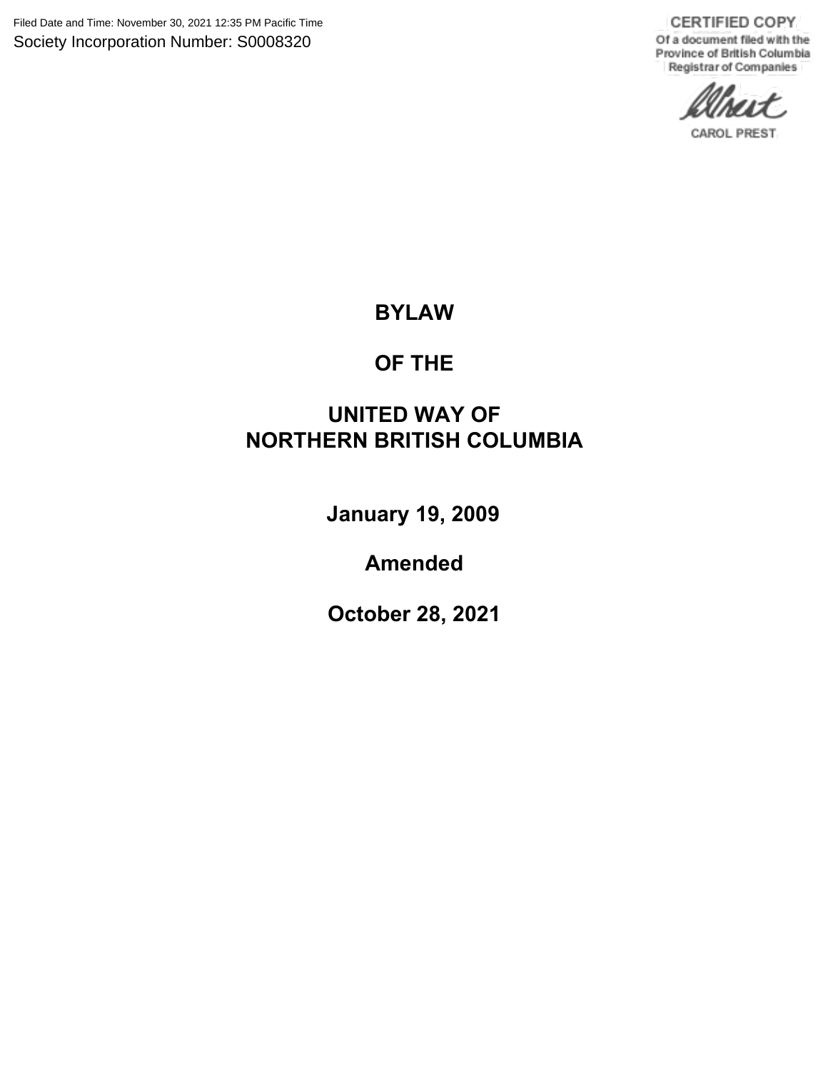Filed Date and Time: November 30, 2021 12:35 PM Pacific Time
Society Incorporation Number: S0008320

CERTIFIED COPY
Of a document filed with the
Province of British Columbia
Registrar of Companies

CAROL PREST

# BYLAW

# OF THE

# UNITED WAY OF NORTHERN BRITISH COLUMBIA

**January 19, 2009**

**Amended**

**October 28, 2021**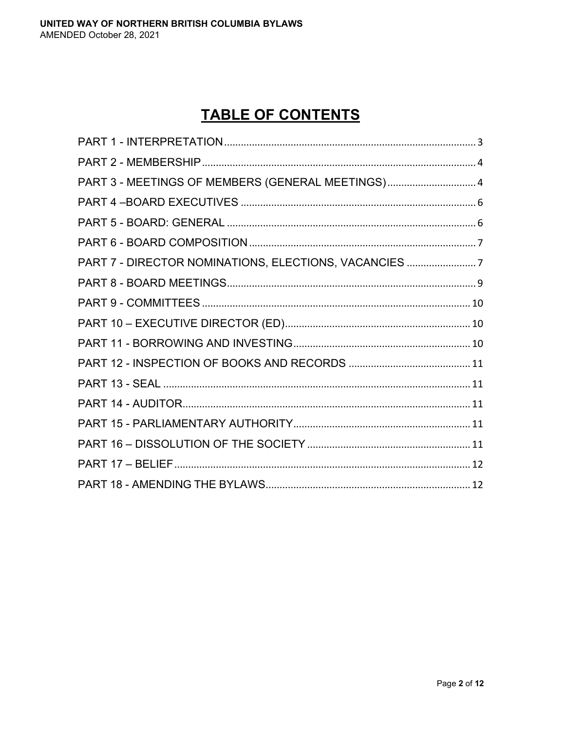# TABLE OF CONTENTS

PART 1 - INTERPRETATION ... 3
PART 2 - MEMBERSHIP ... 4
PART 3 - MEETINGS OF MEMBERS (GENERAL MEETINGS) ... 4
PART 4 –BOARD EXECUTIVES ... 6
PART 5 - BOARD: GENERAL ... 6
PART 6 - BOARD COMPOSITION ... 7
PART 7 - DIRECTOR NOMINATIONS, ELECTIONS, VACANCIES ... 7
PART 8 - BOARD MEETINGS ... 9
PART 9 - COMMITTEES ... 10
PART 10 – EXECUTIVE DIRECTOR (ED) ... 10
PART 11 - BORROWING AND INVESTING ... 10
PART 12 - INSPECTION OF BOOKS AND RECORDS ... 11
PART 13 - SEAL ... 11
PART 14 - AUDITOR ... 11
PART 15 - PARLIAMENTARY AUTHORITY ... 11
PART 16 – DISSOLUTION OF THE SOCIETY ... 11
PART 17 – BELIEF ... 12
PART 18 - AMENDING THE BYLAWS ... 12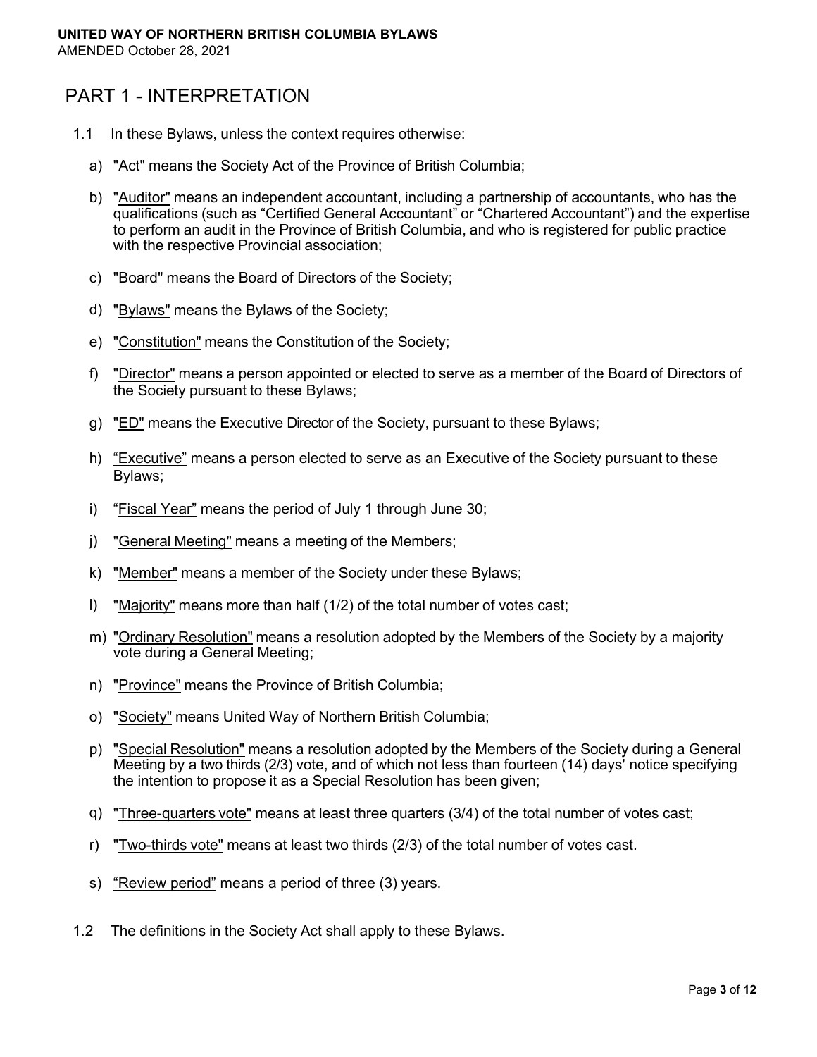# PART 1 - INTERPRETATION

1.1 In these Bylaws, unless the context requires otherwise:

a) "Act" means the Society Act of the Province of British Columbia;

b) "Auditor" means an independent accountant, including a partnership of accountants, who has the qualifications (such as "Certified General Accountant" or "Chartered Accountant") and the expertise to perform an audit in the Province of British Columbia, and who is registered for public practice with the respective Provincial association;

c) "Board" means the Board of Directors of the Society;

d) "Bylaws" means the Bylaws of the Society;

e) "Constitution" means the Constitution of the Society;

f) "Director" means a person appointed or elected to serve as a member of the Board of Directors of the Society pursuant to these Bylaws;

g) "ED" means the Executive Director of the Society, pursuant to these Bylaws;

h) "Executive" means a person elected to serve as an Executive of the Society pursuant to these Bylaws;

i) "Fiscal Year" means the period of July 1 through June 30;

j) "General Meeting" means a meeting of the Members;

k) "Member" means a member of the Society under these Bylaws;

l) "Majority" means more than half (1/2) of the total number of votes cast;

m) "Ordinary Resolution" means a resolution adopted by the Members of the Society by a majority vote during a General Meeting;

n) "Province" means the Province of British Columbia;

o) "Society" means United Way of Northern British Columbia;

p) "Special Resolution" means a resolution adopted by the Members of the Society during a General Meeting by a two thirds (2/3) vote, and of which not less than fourteen (14) days' notice specifying the intention to propose it as a Special Resolution has been given;

q) "Three-quarters vote" means at least three quarters (3/4) of the total number of votes cast;

r) "Two-thirds vote" means at least two thirds (2/3) of the total number of votes cast.

s) "Review period" means a period of three (3) years.

1.2 The definitions in the Society Act shall apply to these Bylaws.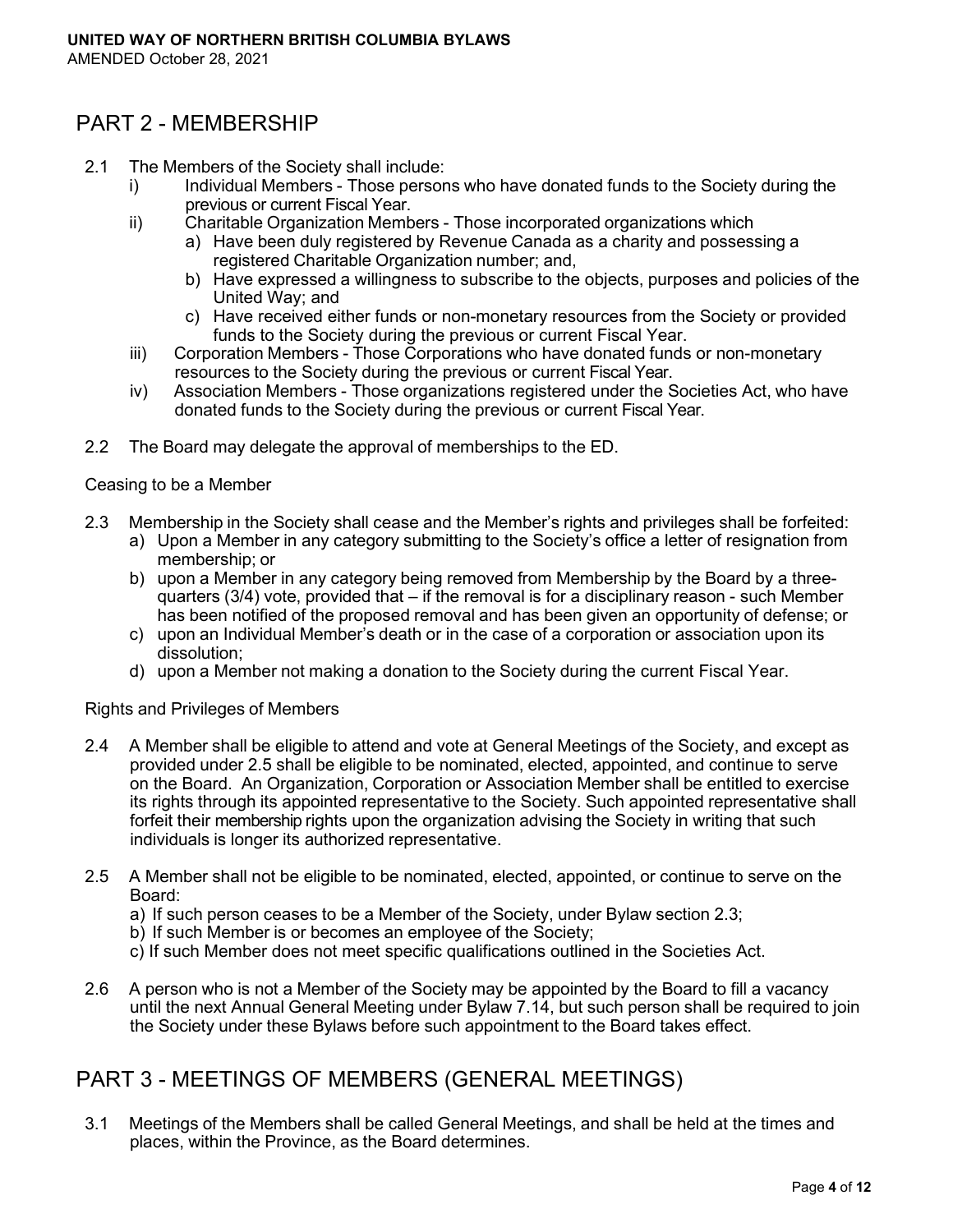## PART 2 - MEMBERSHIP

2.1 The Members of the Society shall include:

- i) Individual Members - Those persons who have donated funds to the Society during the previous or current Fiscal Year.
- ii) Charitable Organization Members - Those incorporated organizations which
  - a) Have been duly registered by Revenue Canada as a charity and possessing a registered Charitable Organization number; and,
  - b) Have expressed a willingness to subscribe to the objects, purposes and policies of the United Way; and
  - c) Have received either funds or non-monetary resources from the Society or provided funds to the Society during the previous or current Fiscal Year.
- iii) Corporation Members - Those Corporations who have donated funds or non-monetary resources to the Society during the previous or current Fiscal Year.
- iv) Association Members - Those organizations registered under the Societies Act, who have donated funds to the Society during the previous or current Fiscal Year.

2.2 The Board may delegate the approval of memberships to the ED.

Ceasing to be a Member

2.3 Membership in the Society shall cease and the Member's rights and privileges shall be forfeited:

- a) Upon a Member in any category submitting to the Society's office a letter of resignation from membership; or
- b) upon a Member in any category being removed from Membership by the Board by a three-quarters (3/4) vote, provided that – if the removal is for a disciplinary reason - such Member has been notified of the proposed removal and has been given an opportunity of defense; or
- c) upon an Individual Member's death or in the case of a corporation or association upon its dissolution;
- d) upon a Member not making a donation to the Society during the current Fiscal Year.

Rights and Privileges of Members

2.4 A Member shall be eligible to attend and vote at General Meetings of the Society, and except as provided under 2.5 shall be eligible to be nominated, elected, appointed, and continue to serve on the Board. An Organization, Corporation or Association Member shall be entitled to exercise its rights through its appointed representative to the Society. Such appointed representative shall forfeit their membership rights upon the organization advising the Society in writing that such individuals is longer its authorized representative.

2.5 A Member shall not be eligible to be nominated, elected, appointed, or continue to serve on the Board:

- a) If such person ceases to be a Member of the Society, under Bylaw section 2.3;
- b) If such Member is or becomes an employee of the Society;
- c) If such Member does not meet specific qualifications outlined in the Societies Act.

2.6 A person who is not a Member of the Society may be appointed by the Board to fill a vacancy until the next Annual General Meeting under Bylaw 7.14, but such person shall be required to join the Society under these Bylaws before such appointment to the Board takes effect.

## PART 3 - MEETINGS OF MEMBERS (GENERAL MEETINGS)

3.1 Meetings of the Members shall be called General Meetings, and shall be held at the times and places, within the Province, as the Board determines.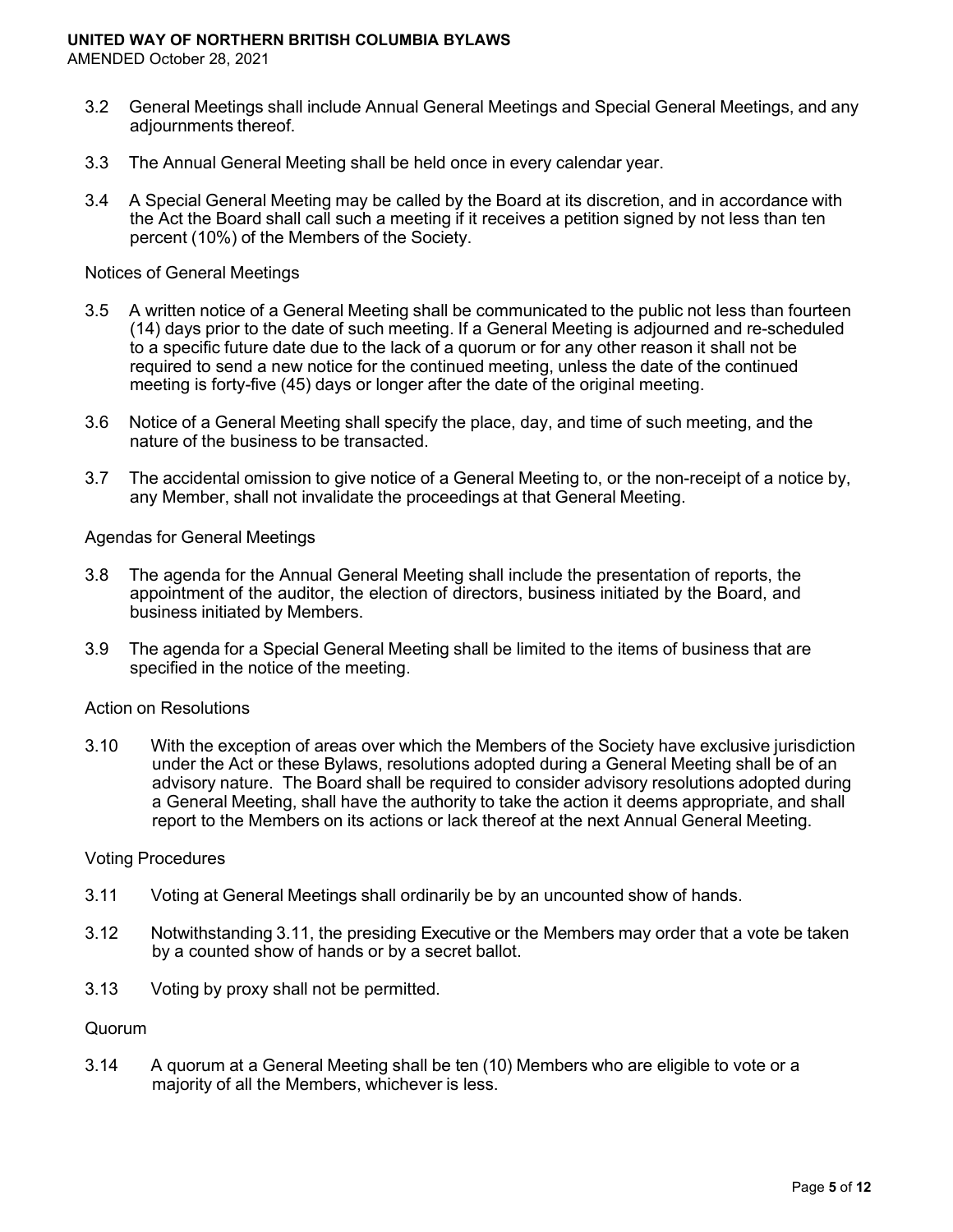3.2 General Meetings shall include Annual General Meetings and Special General Meetings, and any adjournments thereof.

3.3 The Annual General Meeting shall be held once in every calendar year.

3.4 A Special General Meeting may be called by the Board at its discretion, and in accordance with the Act the Board shall call such a meeting if it receives a petition signed by not less than ten percent (10%) of the Members of the Society.

Notices of General Meetings

3.5 A written notice of a General Meeting shall be communicated to the public not less than fourteen (14) days prior to the date of such meeting. If a General Meeting is adjourned and re-scheduled to a specific future date due to the lack of a quorum or for any other reason it shall not be required to send a new notice for the continued meeting, unless the date of the continued meeting is forty-five (45) days or longer after the date of the original meeting.

3.6 Notice of a General Meeting shall specify the place, day, and time of such meeting, and the nature of the business to be transacted.

3.7 The accidental omission to give notice of a General Meeting to, or the non-receipt of a notice by, any Member, shall not invalidate the proceedings at that General Meeting.

Agendas for General Meetings

3.8 The agenda for the Annual General Meeting shall include the presentation of reports, the appointment of the auditor, the election of directors, business initiated by the Board, and business initiated by Members.

3.9 The agenda for a Special General Meeting shall be limited to the items of business that are specified in the notice of the meeting.

Action on Resolutions

3.10 With the exception of areas over which the Members of the Society have exclusive jurisdiction under the Act or these Bylaws, resolutions adopted during a General Meeting shall be of an advisory nature. The Board shall be required to consider advisory resolutions adopted during a General Meeting, shall have the authority to take the action it deems appropriate, and shall report to the Members on its actions or lack thereof at the next Annual General Meeting.

Voting Procedures

3.11 Voting at General Meetings shall ordinarily be by an uncounted show of hands.

3.12 Notwithstanding 3.11, the presiding Executive or the Members may order that a vote be taken by a counted show of hands or by a secret ballot.

3.13 Voting by proxy shall not be permitted.

Quorum

3.14 A quorum at a General Meeting shall be ten (10) Members who are eligible to vote or a majority of all the Members, whichever is less.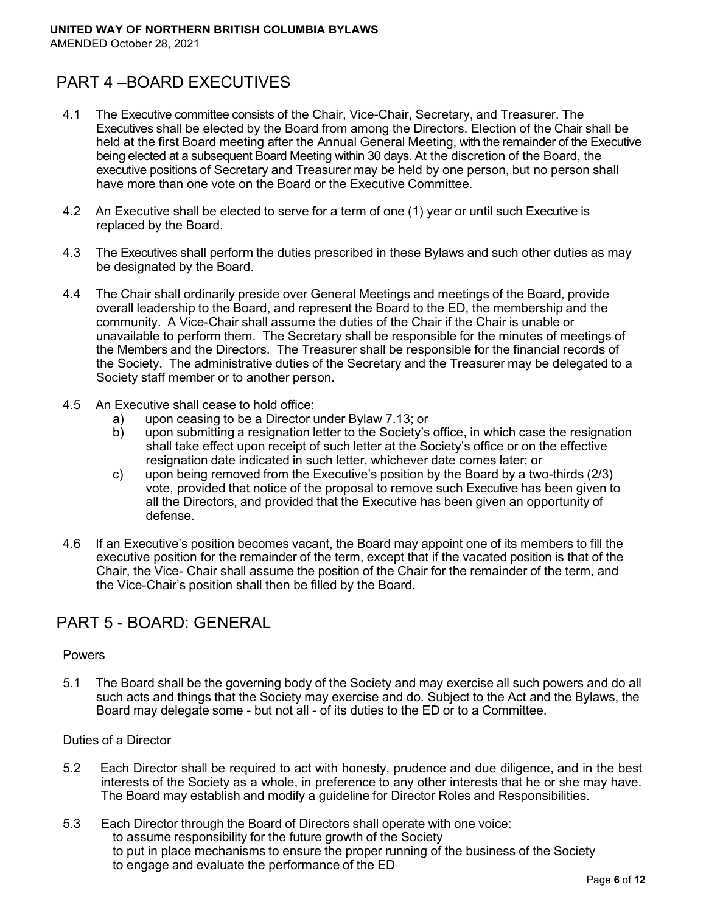## PART 4 –BOARD EXECUTIVES

4.1 The Executive committee consists of the Chair, Vice-Chair, Secretary, and Treasurer. The Executives shall be elected by the Board from among the Directors. Election of the Chair shall be held at the first Board meeting after the Annual General Meeting, with the remainder of the Executive being elected at a subsequent Board Meeting within 30 days. At the discretion of the Board, the executive positions of Secretary and Treasurer may be held by one person, but no person shall have more than one vote on the Board or the Executive Committee.

4.2 An Executive shall be elected to serve for a term of one (1) year or until such Executive is replaced by the Board.

4.3 The Executives shall perform the duties prescribed in these Bylaws and such other duties as may be designated by the Board.

4.4 The Chair shall ordinarily preside over General Meetings and meetings of the Board, provide overall leadership to the Board, and represent the Board to the ED, the membership and the community. A Vice-Chair shall assume the duties of the Chair if the Chair is unable or unavailable to perform them. The Secretary shall be responsible for the minutes of meetings of the Members and the Directors. The Treasurer shall be responsible for the financial records of the Society. The administrative duties of the Secretary and the Treasurer may be delegated to a Society staff member or to another person.

4.5 An Executive shall cease to hold office:

- a) upon ceasing to be a Director under Bylaw 7.13; or
- b) upon submitting a resignation letter to the Society's office, in which case the resignation shall take effect upon receipt of such letter at the Society's office or on the effective resignation date indicated in such letter, whichever date comes later; or
- c) upon being removed from the Executive's position by the Board by a two-thirds (2/3) vote, provided that notice of the proposal to remove such Executive has been given to all the Directors, and provided that the Executive has been given an opportunity of defense.

4.6 If an Executive's position becomes vacant, the Board may appoint one of its members to fill the executive position for the remainder of the term, except that if the vacated position is that of the Chair, the Vice- Chair shall assume the position of the Chair for the remainder of the term, and the Vice-Chair's position shall then be filled by the Board.

## PART 5 - BOARD: GENERAL

### Powers

5.1 The Board shall be the governing body of the Society and may exercise all such powers and do all such acts and things that the Society may exercise and do. Subject to the Act and the Bylaws, the Board may delegate some - but not all - of its duties to the ED or to a Committee.

### Duties of a Director

5.2 Each Director shall be required to act with honesty, prudence and due diligence, and in the best interests of the Society as a whole, in preference to any other interests that he or she may have. The Board may establish and modify a guideline for Director Roles and Responsibilities.

5.3 Each Director through the Board of Directors shall operate with one voice:
to assume responsibility for the future growth of the Society
to put in place mechanisms to ensure the proper running of the business of the Society
to engage and evaluate the performance of the ED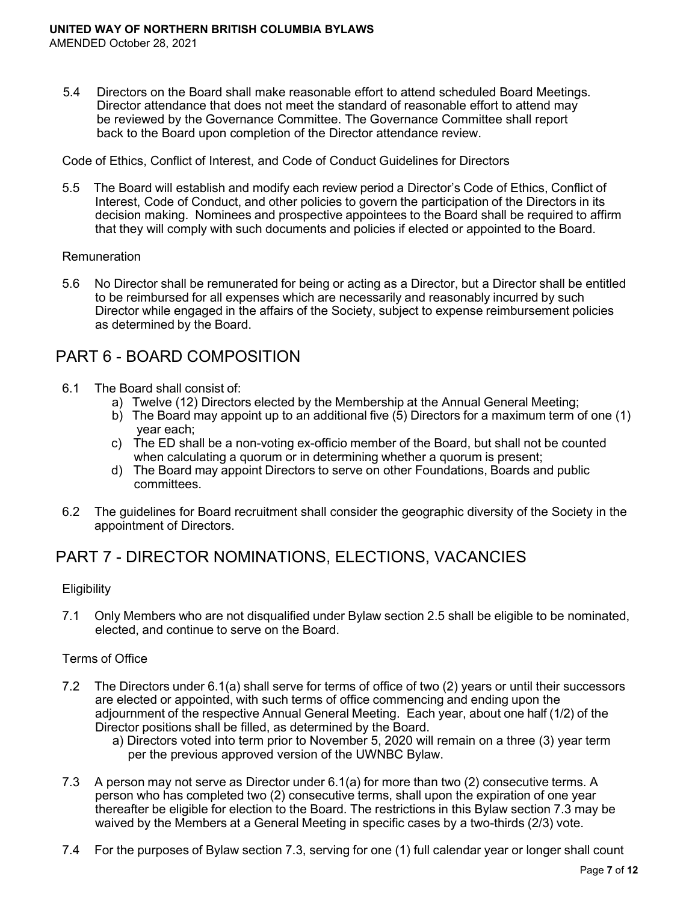5.4 Directors on the Board shall make reasonable effort to attend scheduled Board Meetings. Director attendance that does not meet the standard of reasonable effort to attend may be reviewed by the Governance Committee. The Governance Committee shall report back to the Board upon completion of the Director attendance review.

Code of Ethics, Conflict of Interest, and Code of Conduct Guidelines for Directors

5.5 The Board will establish and modify each review period a Director's Code of Ethics, Conflict of Interest, Code of Conduct, and other policies to govern the participation of the Directors in its decision making. Nominees and prospective appointees to the Board shall be required to affirm that they will comply with such documents and policies if elected or appointed to the Board.

Remuneration

5.6 No Director shall be remunerated for being or acting as a Director, but a Director shall be entitled to be reimbursed for all expenses which are necessarily and reasonably incurred by such Director while engaged in the affairs of the Society, subject to expense reimbursement policies as determined by the Board.

## PART 6 - BOARD COMPOSITION

6.1 The Board shall consist of:

a) Twelve (12) Directors elected by the Membership at the Annual General Meeting;
b) The Board may appoint up to an additional five (5) Directors for a maximum term of one (1) year each;
c) The ED shall be a non-voting ex-officio member of the Board, but shall not be counted when calculating a quorum or in determining whether a quorum is present;
d) The Board may appoint Directors to serve on other Foundations, Boards and public committees.

6.2 The guidelines for Board recruitment shall consider the geographic diversity of the Society in the appointment of Directors.

## PART 7 - DIRECTOR NOMINATIONS, ELECTIONS, VACANCIES

Eligibility

7.1 Only Members who are not disqualified under Bylaw section 2.5 shall be eligible to be nominated, elected, and continue to serve on the Board.

Terms of Office

7.2 The Directors under 6.1(a) shall serve for terms of office of two (2) years or until their successors are elected or appointed, with such terms of office commencing and ending upon the adjournment of the respective Annual General Meeting. Each year, about one half (1/2) of the Director positions shall be filled, as determined by the Board.

a) Directors voted into term prior to November 5, 2020 will remain on a three (3) year term per the previous approved version of the UWNBC Bylaw.

7.3 A person may not serve as Director under 6.1(a) for more than two (2) consecutive terms. A person who has completed two (2) consecutive terms, shall upon the expiration of one year thereafter be eligible for election to the Board. The restrictions in this Bylaw section 7.3 may be waived by the Members at a General Meeting in specific cases by a two-thirds (2/3) vote.

7.4 For the purposes of Bylaw section 7.3, serving for one (1) full calendar year or longer shall count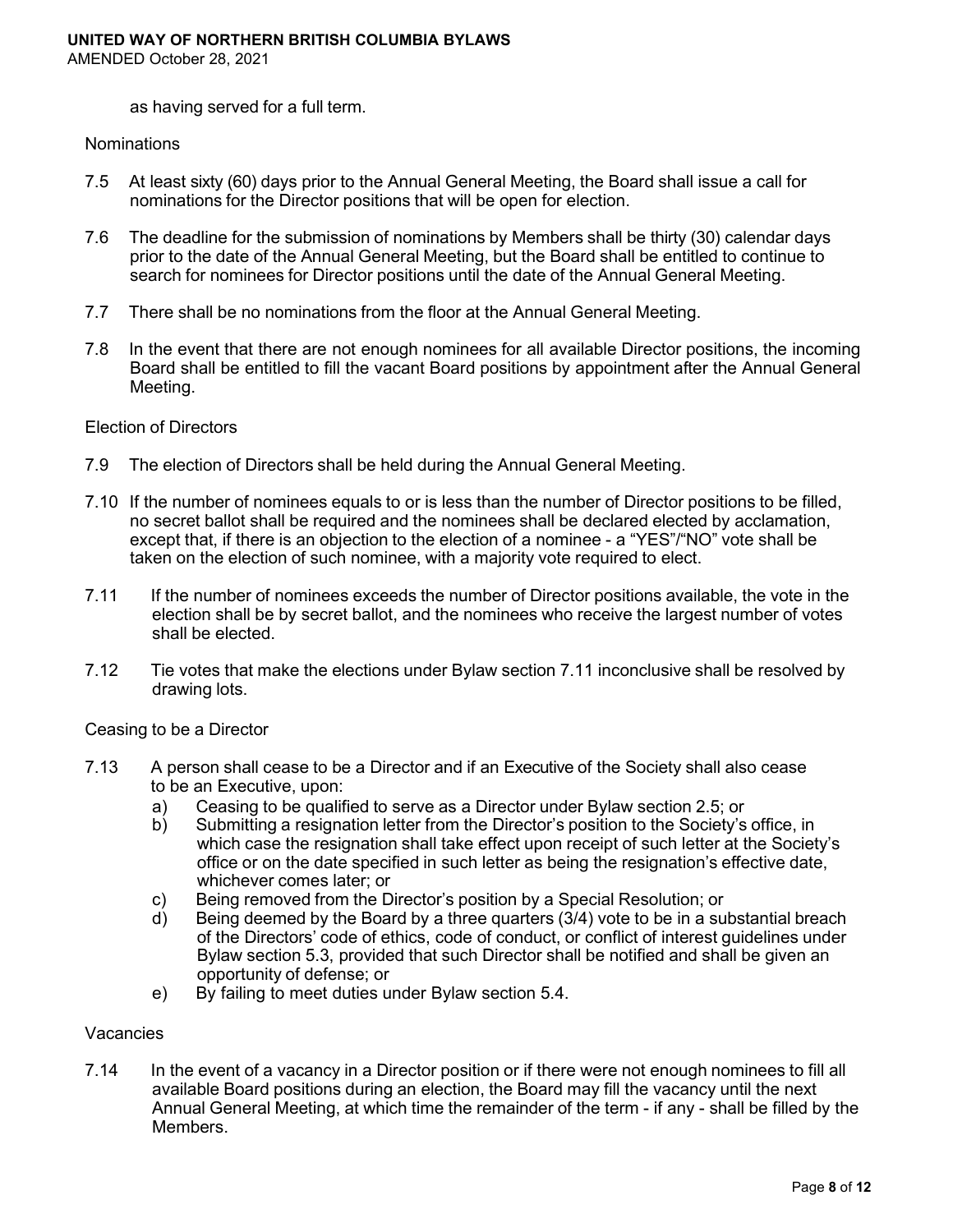as having served for a full term.

### Nominations

7.5 At least sixty (60) days prior to the Annual General Meeting, the Board shall issue a call for nominations for the Director positions that will be open for election.

7.6 The deadline for the submission of nominations by Members shall be thirty (30) calendar days prior to the date of the Annual General Meeting, but the Board shall be entitled to continue to search for nominees for Director positions until the date of the Annual General Meeting.

7.7 There shall be no nominations from the floor at the Annual General Meeting.

7.8 In the event that there are not enough nominees for all available Director positions, the incoming Board shall be entitled to fill the vacant Board positions by appointment after the Annual General Meeting.

### Election of Directors

7.9 The election of Directors shall be held during the Annual General Meeting.

7.10 If the number of nominees equals to or is less than the number of Director positions to be filled, no secret ballot shall be required and the nominees shall be declared elected by acclamation, except that, if there is an objection to the election of a nominee - a "YES"/"NO" vote shall be taken on the election of such nominee, with a majority vote required to elect.

7.11 If the number of nominees exceeds the number of Director positions available, the vote in the election shall be by secret ballot, and the nominees who receive the largest number of votes shall be elected.

7.12 Tie votes that make the elections under Bylaw section 7.11 inconclusive shall be resolved by drawing lots.

### Ceasing to be a Director

7.13 A person shall cease to be a Director and if an Executive of the Society shall also cease to be an Executive, upon:

a) Ceasing to be qualified to serve as a Director under Bylaw section 2.5; or
b) Submitting a resignation letter from the Director's position to the Society's office, in which case the resignation shall take effect upon receipt of such letter at the Society's office or on the date specified in such letter as being the resignation's effective date, whichever comes later; or
c) Being removed from the Director's position by a Special Resolution; or
d) Being deemed by the Board by a three quarters (3/4) vote to be in a substantial breach of the Directors' code of ethics, code of conduct, or conflict of interest guidelines under Bylaw section 5.3, provided that such Director shall be notified and shall be given an opportunity of defense; or
e) By failing to meet duties under Bylaw section 5.4.

### Vacancies

7.14 In the event of a vacancy in a Director position or if there were not enough nominees to fill all available Board positions during an election, the Board may fill the vacancy until the next Annual General Meeting, at which time the remainder of the term - if any - shall be filled by the Members.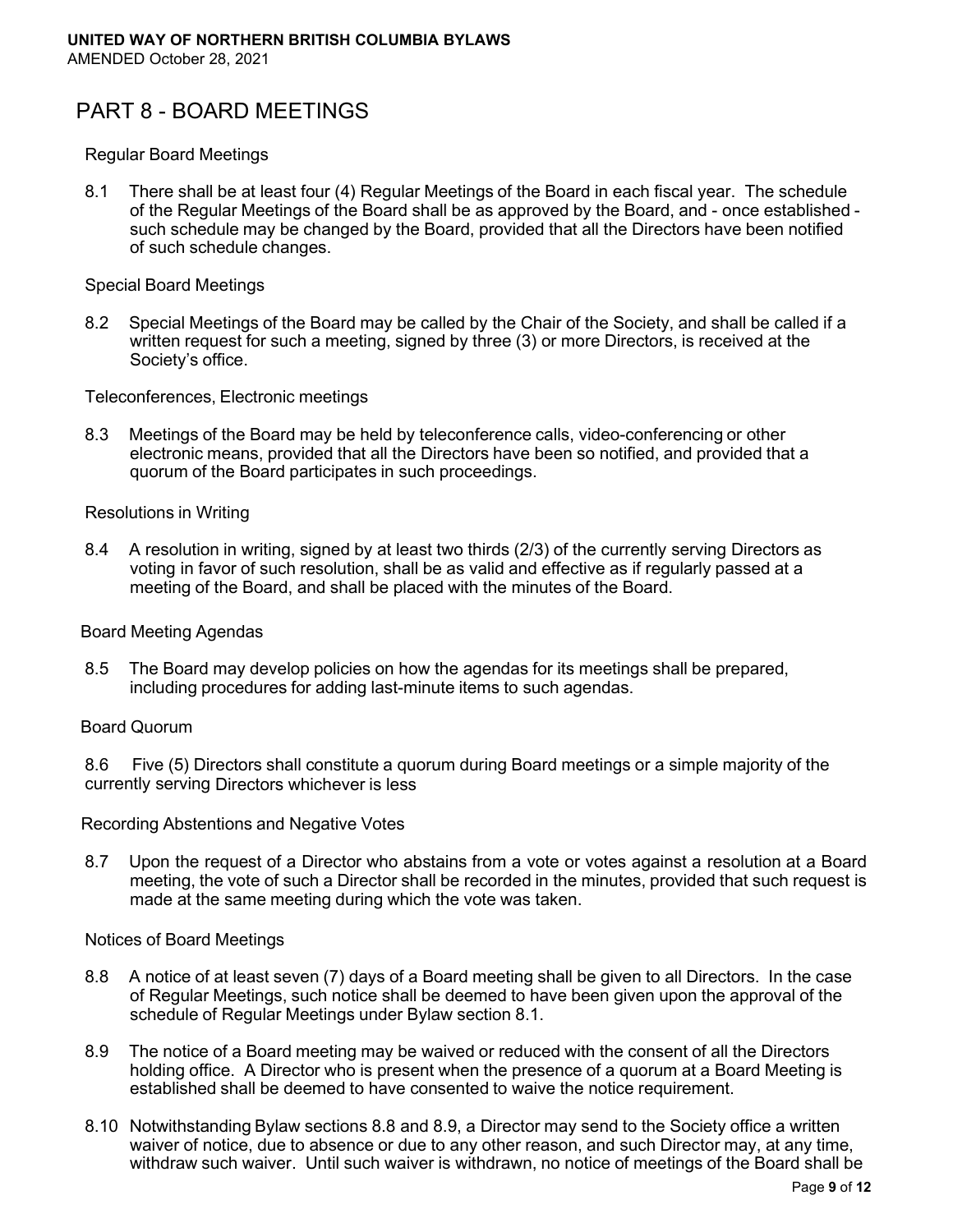# PART 8 - BOARD MEETINGS

Regular Board Meetings

8.1 There shall be at least four (4) Regular Meetings of the Board in each fiscal year. The schedule of the Regular Meetings of the Board shall be as approved by the Board, and - once established - such schedule may be changed by the Board, provided that all the Directors have been notified of such schedule changes.

Special Board Meetings

8.2 Special Meetings of the Board may be called by the Chair of the Society, and shall be called if a written request for such a meeting, signed by three (3) or more Directors, is received at the Society's office.

Teleconferences, Electronic meetings

8.3 Meetings of the Board may be held by teleconference calls, video-conferencing or other electronic means, provided that all the Directors have been so notified, and provided that a quorum of the Board participates in such proceedings.

Resolutions in Writing

8.4 A resolution in writing, signed by at least two thirds (2/3) of the currently serving Directors as voting in favor of such resolution, shall be as valid and effective as if regularly passed at a meeting of the Board, and shall be placed with the minutes of the Board.

Board Meeting Agendas

8.5 The Board may develop policies on how the agendas for its meetings shall be prepared, including procedures for adding last-minute items to such agendas.

Board Quorum

8.6 Five (5) Directors shall constitute a quorum during Board meetings or a simple majority of the currently serving Directors whichever is less

Recording Abstentions and Negative Votes

8.7 Upon the request of a Director who abstains from a vote or votes against a resolution at a Board meeting, the vote of such a Director shall be recorded in the minutes, provided that such request is made at the same meeting during which the vote was taken.

Notices of Board Meetings

8.8 A notice of at least seven (7) days of a Board meeting shall be given to all Directors. In the case of Regular Meetings, such notice shall be deemed to have been given upon the approval of the schedule of Regular Meetings under Bylaw section 8.1.

8.9 The notice of a Board meeting may be waived or reduced with the consent of all the Directors holding office. A Director who is present when the presence of a quorum at a Board Meeting is established shall be deemed to have consented to waive the notice requirement.

8.10 Notwithstanding Bylaw sections 8.8 and 8.9, a Director may send to the Society office a written waiver of notice, due to absence or due to any other reason, and such Director may, at any time, withdraw such waiver. Until such waiver is withdrawn, no notice of meetings of the Board shall be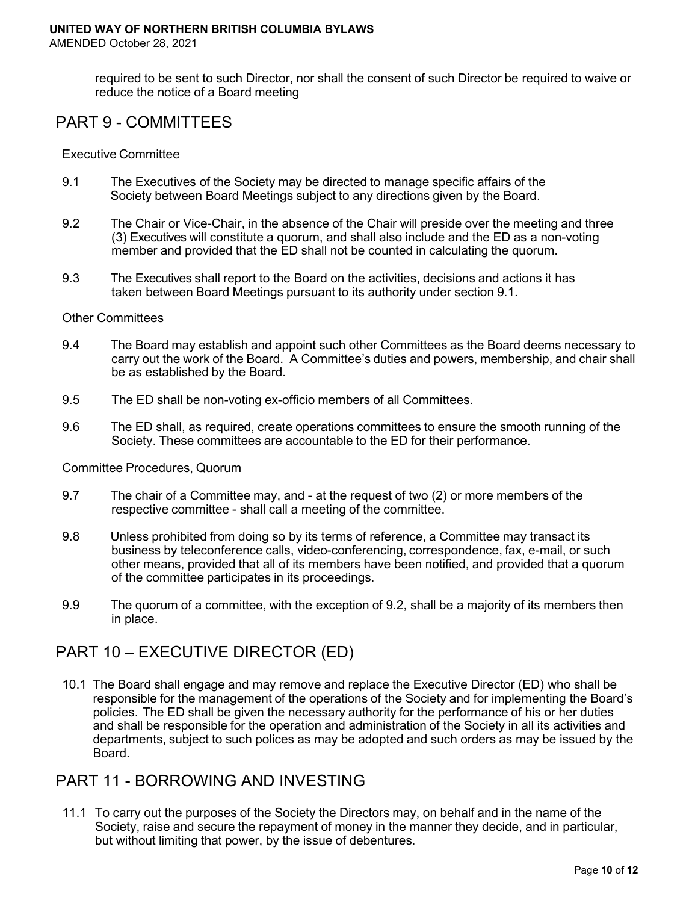required to be sent to such Director, nor shall the consent of such Director be required to waive or reduce the notice of a Board meeting

## PART 9 - COMMITTEES

### Executive Committee

9.1 The Executives of the Society may be directed to manage specific affairs of the Society between Board Meetings subject to any directions given by the Board.

9.2 The Chair or Vice-Chair, in the absence of the Chair will preside over the meeting and three (3) Executives will constitute a quorum, and shall also include and the ED as a non-voting member and provided that the ED shall not be counted in calculating the quorum.

9.3 The Executives shall report to the Board on the activities, decisions and actions it has taken between Board Meetings pursuant to its authority under section 9.1.

### Other Committees

9.4 The Board may establish and appoint such other Committees as the Board deems necessary to carry out the work of the Board. A Committee's duties and powers, membership, and chair shall be as established by the Board.

9.5 The ED shall be non-voting ex-officio members of all Committees.

9.6 The ED shall, as required, create operations committees to ensure the smooth running of the Society. These committees are accountable to the ED for their performance.

### Committee Procedures, Quorum

9.7 The chair of a Committee may, and - at the request of two (2) or more members of the respective committee - shall call a meeting of the committee.

9.8 Unless prohibited from doing so by its terms of reference, a Committee may transact its business by teleconference calls, video-conferencing, correspondence, fax, e-mail, or such other means, provided that all of its members have been notified, and provided that a quorum of the committee participates in its proceedings.

9.9 The quorum of a committee, with the exception of 9.2, shall be a majority of its members then in place.

## PART 10 – EXECUTIVE DIRECTOR (ED)

10.1 The Board shall engage and may remove and replace the Executive Director (ED) who shall be responsible for the management of the operations of the Society and for implementing the Board's policies. The ED shall be given the necessary authority for the performance of his or her duties and shall be responsible for the operation and administration of the Society in all its activities and departments, subject to such polices as may be adopted and such orders as may be issued by the Board.

## PART 11 - BORROWING AND INVESTING

11.1 To carry out the purposes of the Society the Directors may, on behalf and in the name of the Society, raise and secure the repayment of money in the manner they decide, and in particular, but without limiting that power, by the issue of debentures.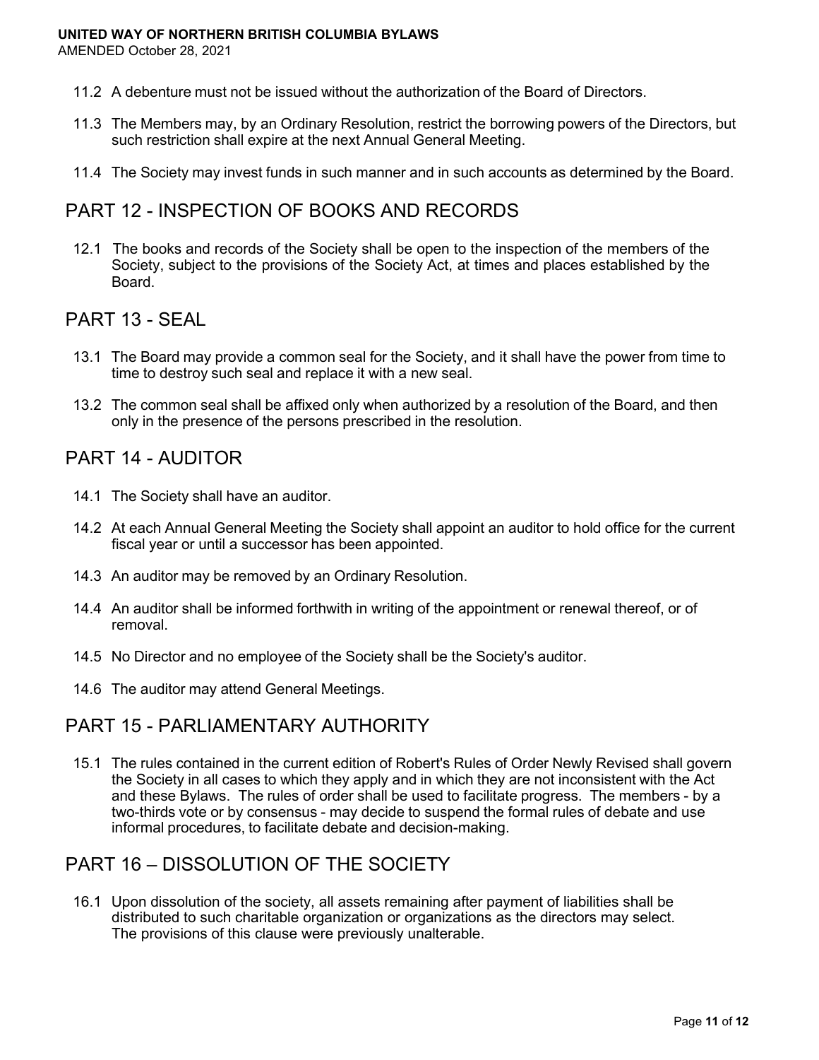11.2 A debenture must not be issued without the authorization of the Board of Directors.

11.3 The Members may, by an Ordinary Resolution, restrict the borrowing powers of the Directors, but such restriction shall expire at the next Annual General Meeting.

11.4 The Society may invest funds in such manner and in such accounts as determined by the Board.

## PART 12 - INSPECTION OF BOOKS AND RECORDS

12.1 The books and records of the Society shall be open to the inspection of the members of the Society, subject to the provisions of the Society Act, at times and places established by the Board.

## PART 13 - SEAL

13.1 The Board may provide a common seal for the Society, and it shall have the power from time to time to destroy such seal and replace it with a new seal.

13.2 The common seal shall be affixed only when authorized by a resolution of the Board, and then only in the presence of the persons prescribed in the resolution.

## PART 14 - AUDITOR

14.1 The Society shall have an auditor.

14.2 At each Annual General Meeting the Society shall appoint an auditor to hold office for the current fiscal year or until a successor has been appointed.

14.3 An auditor may be removed by an Ordinary Resolution.

14.4 An auditor shall be informed forthwith in writing of the appointment or renewal thereof, or of removal.

14.5 No Director and no employee of the Society shall be the Society's auditor.

14.6 The auditor may attend General Meetings.

## PART 15 - PARLIAMENTARY AUTHORITY

15.1 The rules contained in the current edition of Robert's Rules of Order Newly Revised shall govern the Society in all cases to which they apply and in which they are not inconsistent with the Act and these Bylaws. The rules of order shall be used to facilitate progress. The members - by a two-thirds vote or by consensus - may decide to suspend the formal rules of debate and use informal procedures, to facilitate debate and decision-making.

## PART 16 – DISSOLUTION OF THE SOCIETY

16.1 Upon dissolution of the society, all assets remaining after payment of liabilities shall be distributed to such charitable organization or organizations as the directors may select. The provisions of this clause were previously unalterable.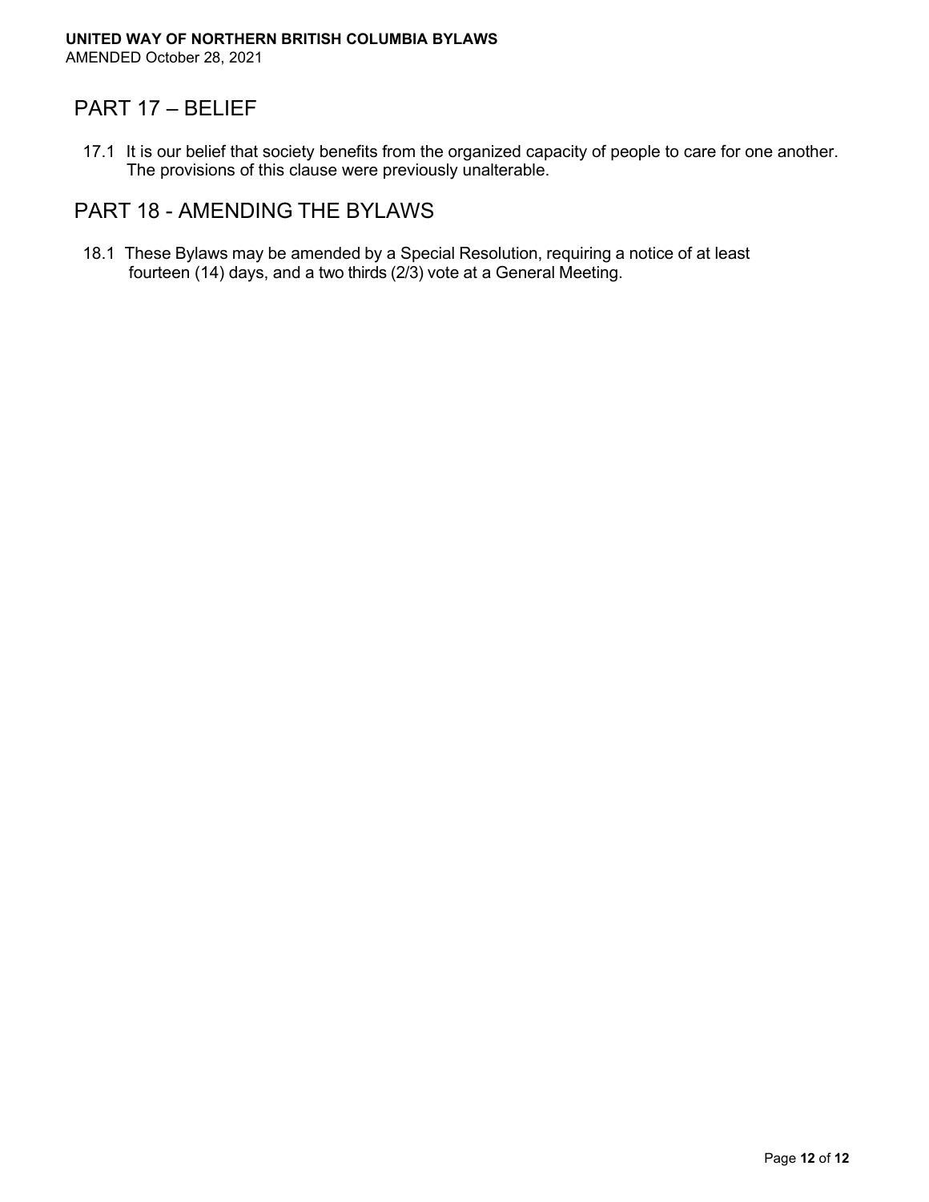## PART 17 – BELIEF

17.1 It is our belief that society benefits from the organized capacity of people to care for one another. The provisions of this clause were previously unalterable.

## PART 18 - AMENDING THE BYLAWS

18.1 These Bylaws may be amended by a Special Resolution, requiring a notice of at least fourteen (14) days, and a two thirds (2/3) vote at a General Meeting.